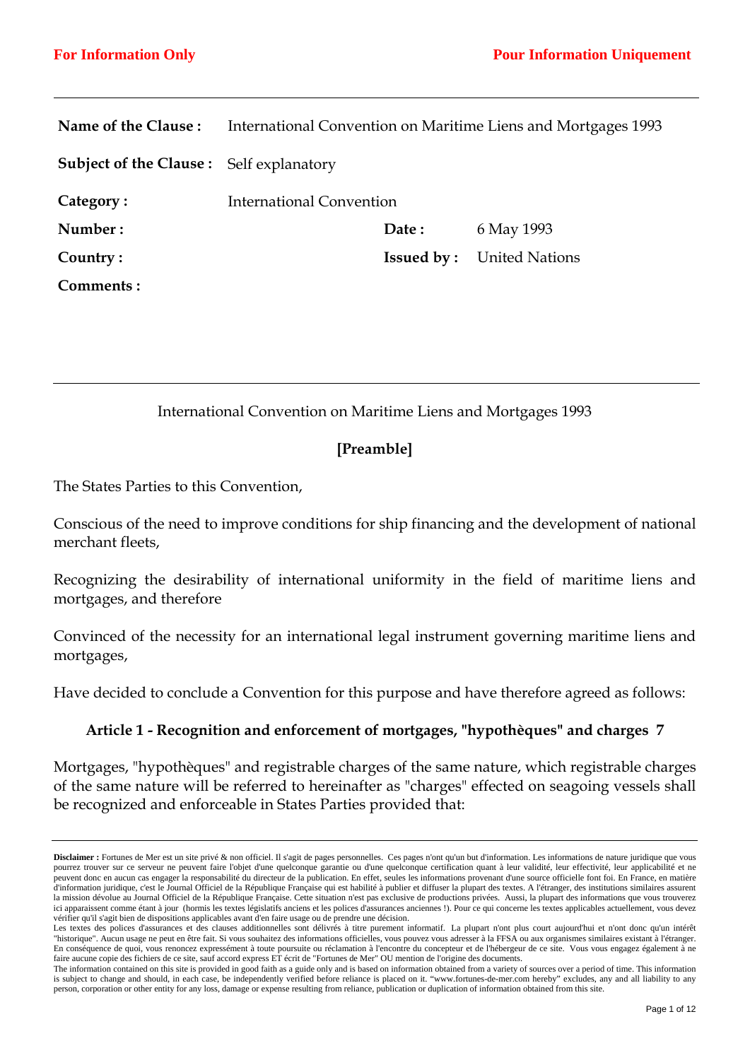**For Information Only** **Pour Information Uniquement**

| | | | |
|---|---|---|---|
| **Name of the Clause :** | International Convention on Maritime Liens and Mortgages 1993 | | |
| **Subject of the Clause :** | Self explanatory | | |
| **Category :** | International Convention | | |
| **Number :** | | **Date :** | 6 May 1993 |
| **Country :** | | **Issued by :** | United Nations |
| **Comments :** | | | |

---

International Convention on Maritime Liens and Mortgages 1993

## [Preamble]

The States Parties to this Convention,

Conscious of the need to improve conditions for ship financing and the development of national merchant fleets,

Recognizing the desirability of international uniformity in the field of maritime liens and mortgages, and therefore

Convinced of the necessity for an international legal instrument governing maritime liens and mortgages,

Have decided to conclude a Convention for this purpose and have therefore agreed as follows:

### Article 1 - Recognition and enforcement of mortgages, "hypothèques" and charges 7

Mortgages, "hypothèques" and registrable charges of the same nature, which registrable charges of the same nature will be referred to hereinafter as "charges" effected on seagoing vessels shall be recognized and enforceable in States Parties provided that:

---

**Disclaimer :** Fortunes de Mer est un site privé & non officiel. Il s'agit de pages personnelles. Ces pages n'ont qu'un but d'information. Les informations de nature juridique que vous pourrez trouver sur ce serveur ne peuvent faire l'objet d'une quelconque garantie ou d'une quelconque certification quant à leur validité, leur effectivité, leur applicabilité et ne peuvent donc en aucun cas engager la responsabilité du directeur de la publication. En effet, seules les informations provenant d'une source officielle font foi. En France, en matière d'information juridique, c'est le Journal Officiel de la République Française qui est habilité à publier et diffuser la plupart des textes. A l'étranger, des institutions similaires assurent la mission dévolue au Journal Officiel de la République Française. Cette situation n'est pas exclusive de productions privées. Aussi, la plupart des informations que vous trouverez ici apparaissent comme étant à jour (hormis les textes législatifs anciens et les polices d'assurances anciennes !). Pour ce qui concerne les textes applicables actuellement, vous devez vérifier qu'il s'agit bien de dispositions applicables avant d'en faire usage ou de prendre une décision.
Les textes des polices d'assurances et des clauses additionnelles sont délivrés à titre purement informatif. La plupart n'ont plus court aujourd'hui et n'ont donc qu'un intérêt "historique". Aucun usage ne peut en être fait. Si vous souhaitez des informations officielles, vous pouvez vous adresser à la FFSA ou aux organismes similaires existant à l'étranger. En conséquence de quoi, vous renoncez expressément à toute poursuite ou réclamation à l'encontre du concepteur et de l'hébergeur de ce site. Vous vous engagez également à ne faire aucune copie des fichiers de ce site, sauf accord express ET écrit de "Fortunes de Mer" OU mention de l'origine des documents.
The information contained on this site is provided in good faith as a guide only and is based on information obtained from a variety of sources over a period of time. This information is subject to change and should, in each case, be independently verified before reliance is placed on it. "www.fortunes-de-mer.com hereby" excludes, any and all liability to any person, corporation or other entity for any loss, damage or expense resulting from reliance, publication or duplication of information obtained from this site.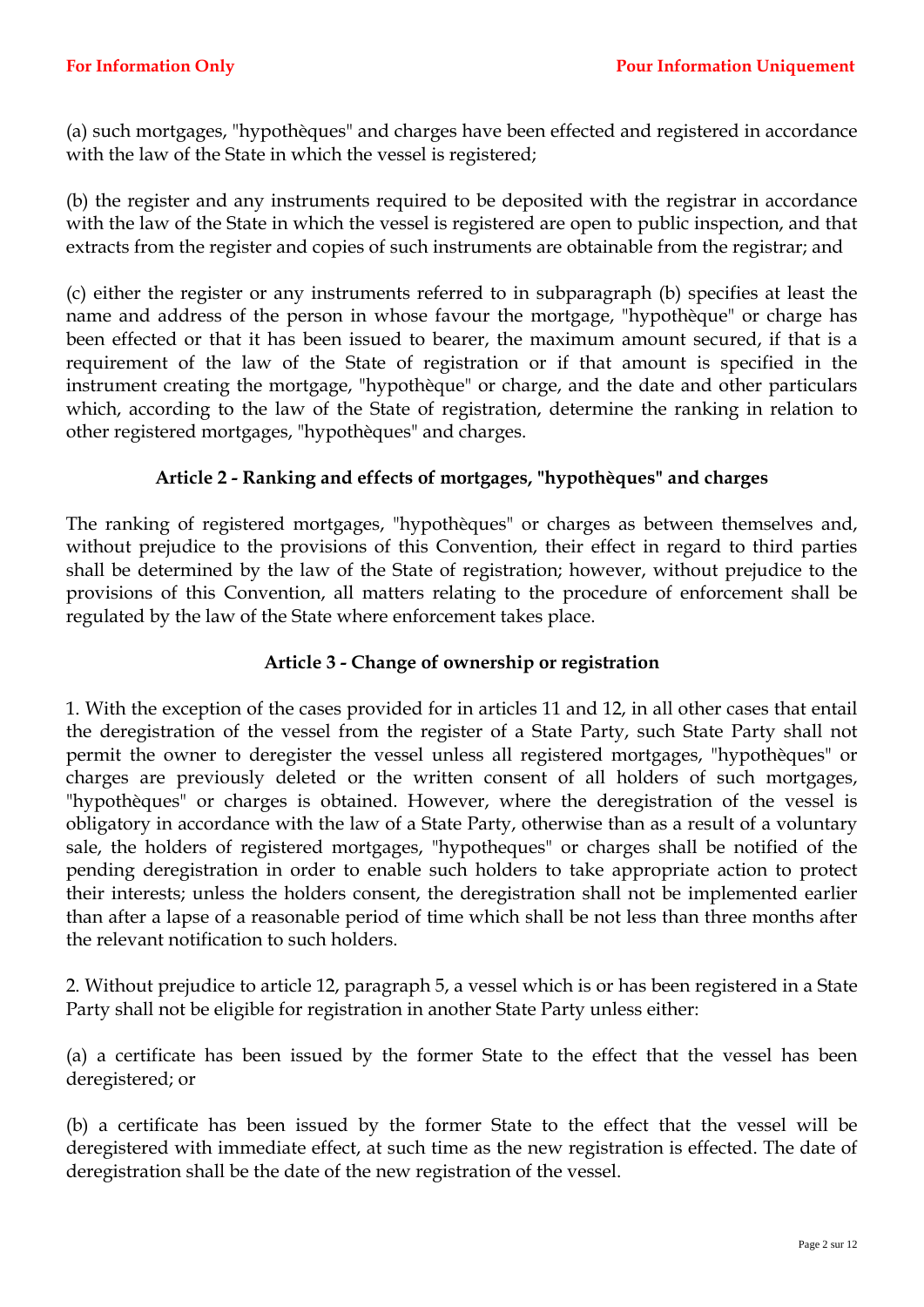(a) such mortgages, "hypothèques" and charges have been effected and registered in accordance with the law of the State in which the vessel is registered;

(b) the register and any instruments required to be deposited with the registrar in accordance with the law of the State in which the vessel is registered are open to public inspection, and that extracts from the register and copies of such instruments are obtainable from the registrar; and

(c) either the register or any instruments referred to in subparagraph (b) specifies at least the name and address of the person in whose favour the mortgage, "hypothèque" or charge has been effected or that it has been issued to bearer, the maximum amount secured, if that is a requirement of the law of the State of registration or if that amount is specified in the instrument creating the mortgage, "hypothèque" or charge, and the date and other particulars which, according to the law of the State of registration, determine the ranking in relation to other registered mortgages, "hypothèques" and charges.

### Article 2 - Ranking and effects of mortgages, "hypothèques" and charges

The ranking of registered mortgages, "hypothèques" or charges as between themselves and, without prejudice to the provisions of this Convention, their effect in regard to third parties shall be determined by the law of the State of registration; however, without prejudice to the provisions of this Convention, all matters relating to the procedure of enforcement shall be regulated by the law of the State where enforcement takes place.

### Article 3 - Change of ownership or registration

1. With the exception of the cases provided for in articles 11 and 12, in all other cases that entail the deregistration of the vessel from the register of a State Party, such State Party shall not permit the owner to deregister the vessel unless all registered mortgages, "hypothèques" or charges are previously deleted or the written consent of all holders of such mortgages, "hypothèques" or charges is obtained. However, where the deregistration of the vessel is obligatory in accordance with the law of a State Party, otherwise than as a result of a voluntary sale, the holders of registered mortgages, "hypotheques" or charges shall be notified of the pending deregistration in order to enable such holders to take appropriate action to protect their interests; unless the holders consent, the deregistration shall not be implemented earlier than after a lapse of a reasonable period of time which shall be not less than three months after the relevant notification to such holders.

2. Without prejudice to article 12, paragraph 5, a vessel which is or has been registered in a State Party shall not be eligible for registration in another State Party unless either:

(a) a certificate has been issued by the former State to the effect that the vessel has been deregistered; or

(b) a certificate has been issued by the former State to the effect that the vessel will be deregistered with immediate effect, at such time as the new registration is effected. The date of deregistration shall be the date of the new registration of the vessel.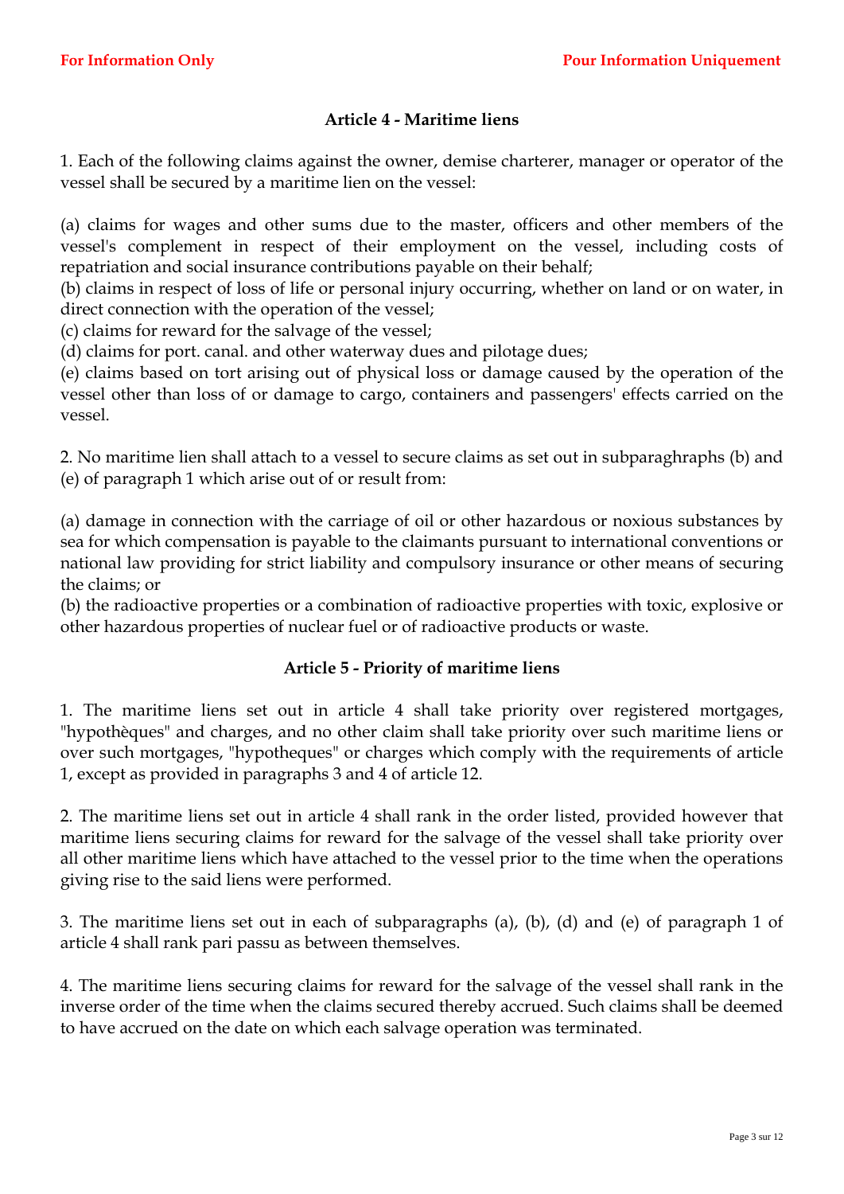### Article 4 - Maritime liens

1. Each of the following claims against the owner, demise charterer, manager or operator of the vessel shall be secured by a maritime lien on the vessel:

(a) claims for wages and other sums due to the master, officers and other members of the vessel's complement in respect of their employment on the vessel, including costs of repatriation and social insurance contributions payable on their behalf;
(b) claims in respect of loss of life or personal injury occurring, whether on land or on water, in direct connection with the operation of the vessel;
(c) claims for reward for the salvage of the vessel;
(d) claims for port. canal. and other waterway dues and pilotage dues;
(e) claims based on tort arising out of physical loss or damage caused by the operation of the vessel other than loss of or damage to cargo, containers and passengers' effects carried on the vessel.

2. No maritime lien shall attach to a vessel to secure claims as set out in subparaghraphs (b) and (e) of paragraph 1 which arise out of or result from:

(a) damage in connection with the carriage of oil or other hazardous or noxious substances by sea for which compensation is payable to the claimants pursuant to international conventions or national law providing for strict liability and compulsory insurance or other means of securing the claims; or
(b) the radioactive properties or a combination of radioactive properties with toxic, explosive or other hazardous properties of nuclear fuel or of radioactive products or waste.

### Article 5 - Priority of maritime liens

1. The maritime liens set out in article 4 shall take priority over registered mortgages, "hypothèques" and charges, and no other claim shall take priority over such maritime liens or over such mortgages, "hypotheques" or charges which comply with the requirements of article 1, except as provided in paragraphs 3 and 4 of article 12.

2. The maritime liens set out in article 4 shall rank in the order listed, provided however that maritime liens securing claims for reward for the salvage of the vessel shall take priority over all other maritime liens which have attached to the vessel prior to the time when the operations giving rise to the said liens were performed.

3. The maritime liens set out in each of subparagraphs (a), (b), (d) and (e) of paragraph 1 of article 4 shall rank pari passu as between themselves.

4. The maritime liens securing claims for reward for the salvage of the vessel shall rank in the inverse order of the time when the claims secured thereby accrued. Such claims shall be deemed to have accrued on the date on which each salvage operation was terminated.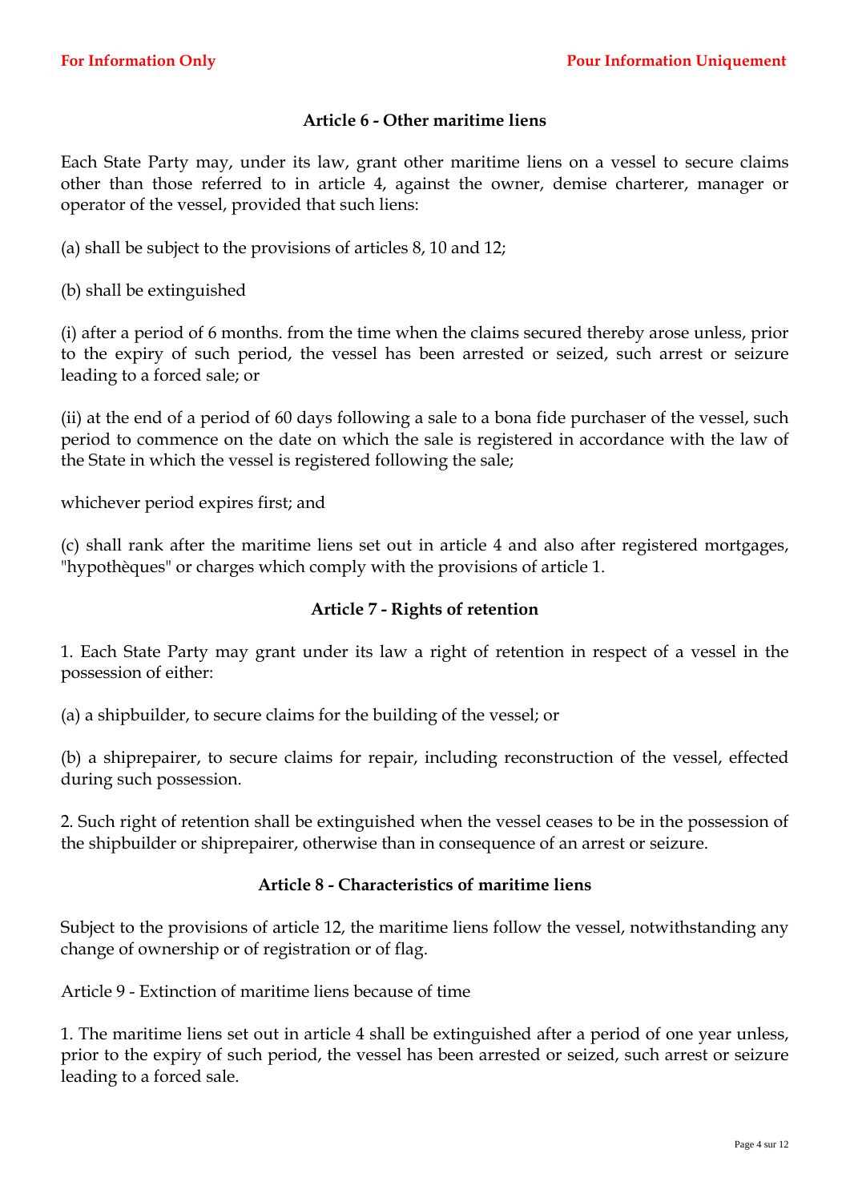### Article 6 - Other maritime liens

Each State Party may, under its law, grant other maritime liens on a vessel to secure claims other than those referred to in article 4, against the owner, demise charterer, manager or operator of the vessel, provided that such liens:

(a) shall be subject to the provisions of articles 8, 10 and 12;

(b) shall be extinguished

(i) after a period of 6 months. from the time when the claims secured thereby arose unless, prior to the expiry of such period, the vessel has been arrested or seized, such arrest or seizure leading to a forced sale; or

(ii) at the end of a period of 60 days following a sale to a bona fide purchaser of the vessel, such period to commence on the date on which the sale is registered in accordance with the law of the State in which the vessel is registered following the sale;

whichever period expires first; and

(c) shall rank after the maritime liens set out in article 4 and also after registered mortgages, "hypothèques" or charges which comply with the provisions of article 1.

### Article 7 - Rights of retention

1. Each State Party may grant under its law a right of retention in respect of a vessel in the possession of either:

(a) a shipbuilder, to secure claims for the building of the vessel; or

(b) a shiprepairer, to secure claims for repair, including reconstruction of the vessel, effected during such possession.

2. Such right of retention shall be extinguished when the vessel ceases to be in the possession of the shipbuilder or shiprepairer, otherwise than in consequence of an arrest or seizure.

### Article 8 - Characteristics of maritime liens

Subject to the provisions of article 12, the maritime liens follow the vessel, notwithstanding any change of ownership or of registration or of flag.

Article 9 - Extinction of maritime liens because of time

1. The maritime liens set out in article 4 shall be extinguished after a period of one year unless, prior to the expiry of such period, the vessel has been arrested or seized, such arrest or seizure leading to a forced sale.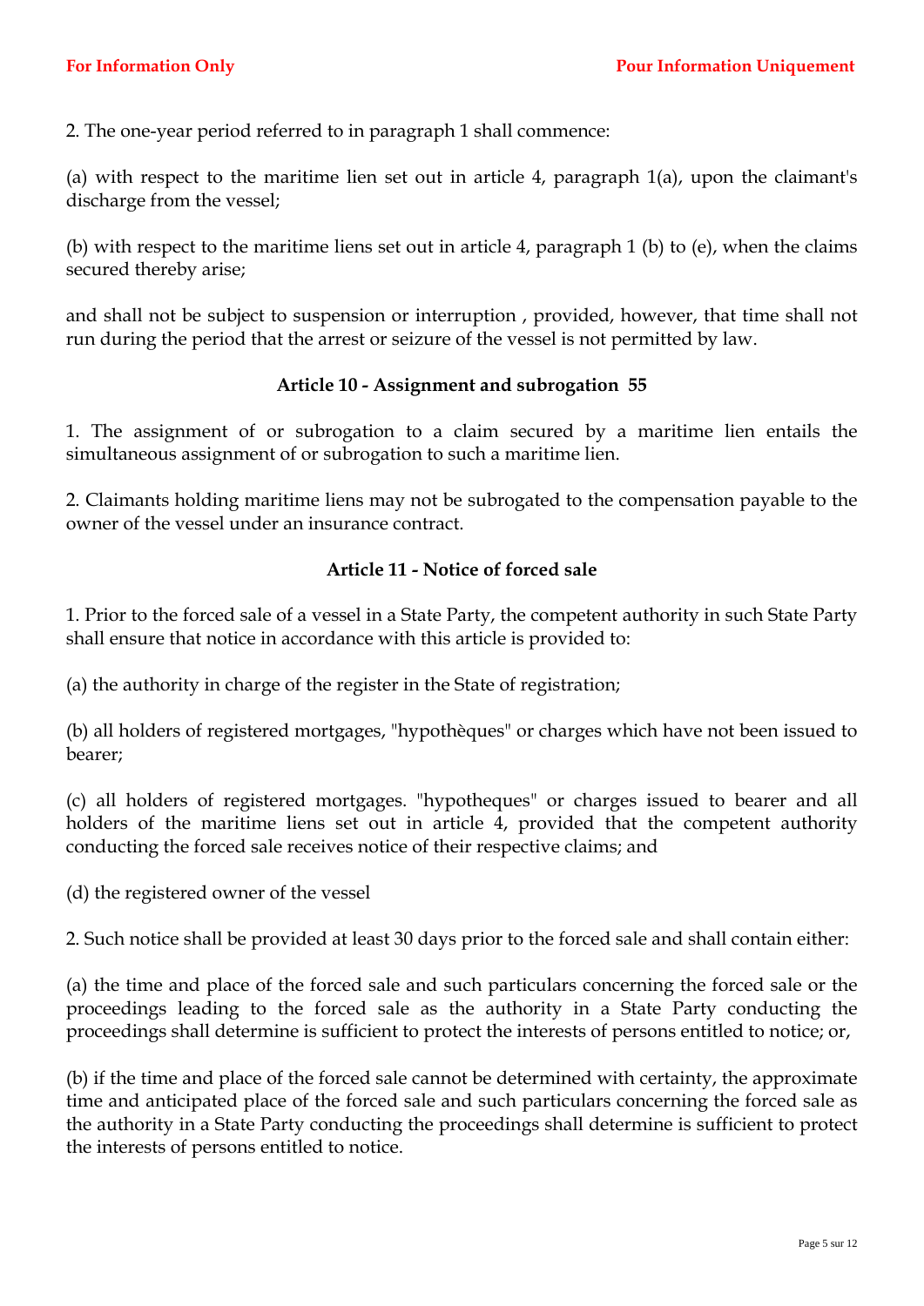2. The one-year period referred to in paragraph 1 shall commence:

(a) with respect to the maritime lien set out in article 4, paragraph 1(a), upon the claimant's discharge from the vessel;

(b) with respect to the maritime liens set out in article 4, paragraph 1 (b) to (e), when the claims secured thereby arise;

and shall not be subject to suspension or interruption , provided, however, that time shall not run during the period that the arrest or seizure of the vessel is not permitted by law.

### Article 10 - Assignment and subrogation 55

1. The assignment of or subrogation to a claim secured by a maritime lien entails the simultaneous assignment of or subrogation to such a maritime lien.

2. Claimants holding maritime liens may not be subrogated to the compensation payable to the owner of the vessel under an insurance contract.

### Article 11 - Notice of forced sale

1. Prior to the forced sale of a vessel in a State Party, the competent authority in such State Party shall ensure that notice in accordance with this article is provided to:

(a) the authority in charge of the register in the State of registration;

(b) all holders of registered mortgages, "hypothèques" or charges which have not been issued to bearer;

(c) all holders of registered mortgages. "hypotheques" or charges issued to bearer and all holders of the maritime liens set out in article 4, provided that the competent authority conducting the forced sale receives notice of their respective claims; and

(d) the registered owner of the vessel

2. Such notice shall be provided at least 30 days prior to the forced sale and shall contain either:

(a) the time and place of the forced sale and such particulars concerning the forced sale or the proceedings leading to the forced sale as the authority in a State Party conducting the proceedings shall determine is sufficient to protect the interests of persons entitled to notice; or,

(b) if the time and place of the forced sale cannot be determined with certainty, the approximate time and anticipated place of the forced sale and such particulars concerning the forced sale as the authority in a State Party conducting the proceedings shall determine is sufficient to protect the interests of persons entitled to notice.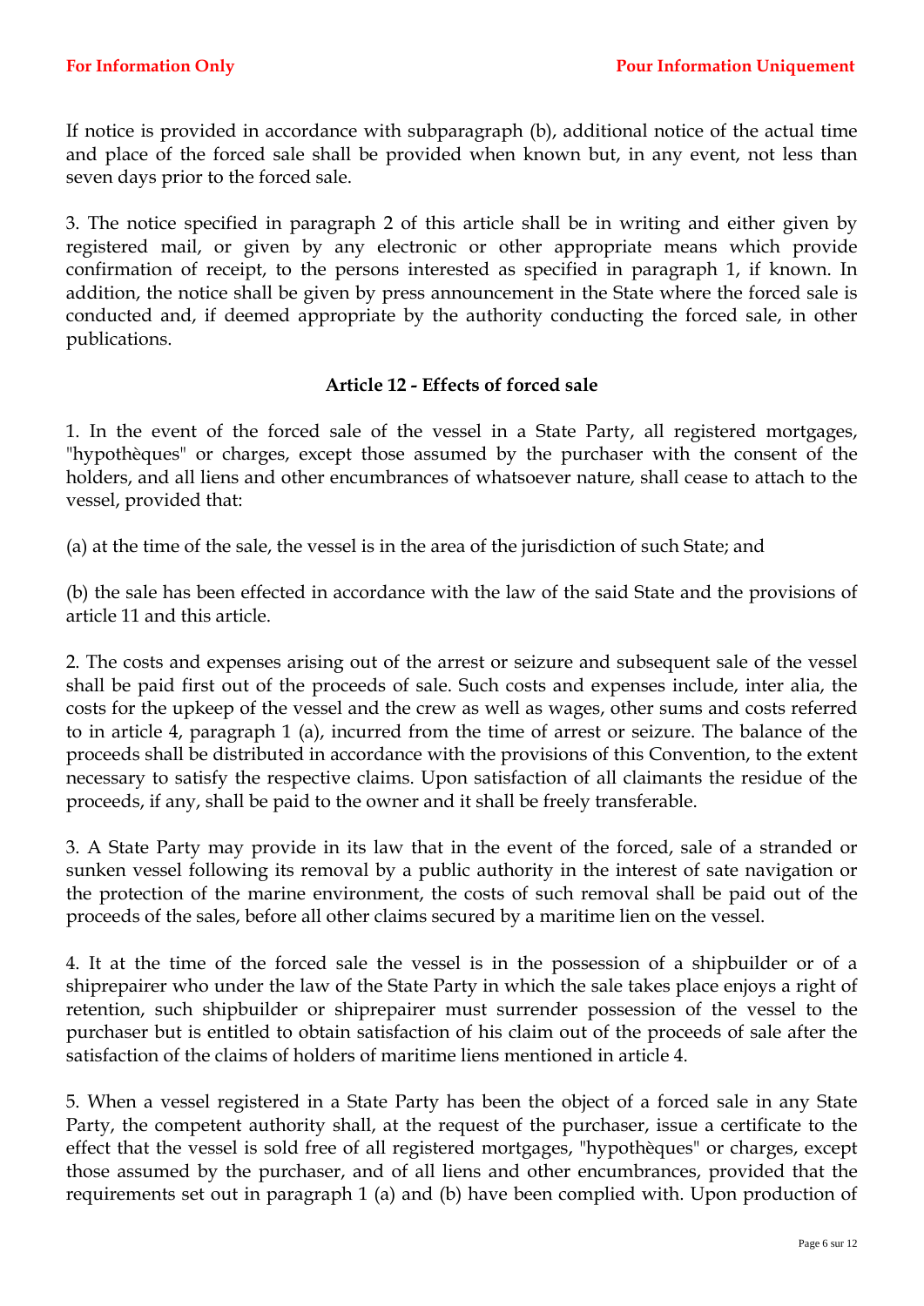If notice is provided in accordance with subparagraph (b), additional notice of the actual time and place of the forced sale shall be provided when known but, in any event, not less than seven days prior to the forced sale.

3. The notice specified in paragraph 2 of this article shall be in writing and either given by registered mail, or given by any electronic or other appropriate means which provide confirmation of receipt, to the persons interested as specified in paragraph 1, if known. In addition, the notice shall be given by press announcement in the State where the forced sale is conducted and, if deemed appropriate by the authority conducting the forced sale, in other publications.

### Article 12 - Effects of forced sale

1. In the event of the forced sale of the vessel in a State Party, all registered mortgages, "hypothèques" or charges, except those assumed by the purchaser with the consent of the holders, and all liens and other encumbrances of whatsoever nature, shall cease to attach to the vessel, provided that:

(a) at the time of the sale, the vessel is in the area of the jurisdiction of such State; and

(b) the sale has been effected in accordance with the law of the said State and the provisions of article 11 and this article.

2. The costs and expenses arising out of the arrest or seizure and subsequent sale of the vessel shall be paid first out of the proceeds of sale. Such costs and expenses include, inter alia, the costs for the upkeep of the vessel and the crew as well as wages, other sums and costs referred to in article 4, paragraph 1 (a), incurred from the time of arrest or seizure. The balance of the proceeds shall be distributed in accordance with the provisions of this Convention, to the extent necessary to satisfy the respective claims. Upon satisfaction of all claimants the residue of the proceeds, if any, shall be paid to the owner and it shall be freely transferable.

3. A State Party may provide in its law that in the event of the forced, sale of a stranded or sunken vessel following its removal by a public authority in the interest of sate navigation or the protection of the marine environment, the costs of such removal shall be paid out of the proceeds of the sales, before all other claims secured by a maritime lien on the vessel.

4. It at the time of the forced sale the vessel is in the possession of a shipbuilder or of a shiprepairer who under the law of the State Party in which the sale takes place enjoys a right of retention, such shipbuilder or shiprepairer must surrender possession of the vessel to the purchaser but is entitled to obtain satisfaction of his claim out of the proceeds of sale after the satisfaction of the claims of holders of maritime liens mentioned in article 4.

5. When a vessel registered in a State Party has been the object of a forced sale in any State Party, the competent authority shall, at the request of the purchaser, issue a certificate to the effect that the vessel is sold free of all registered mortgages, "hypothèques" or charges, except those assumed by the purchaser, and of all liens and other encumbrances, provided that the requirements set out in paragraph 1 (a) and (b) have been complied with. Upon production of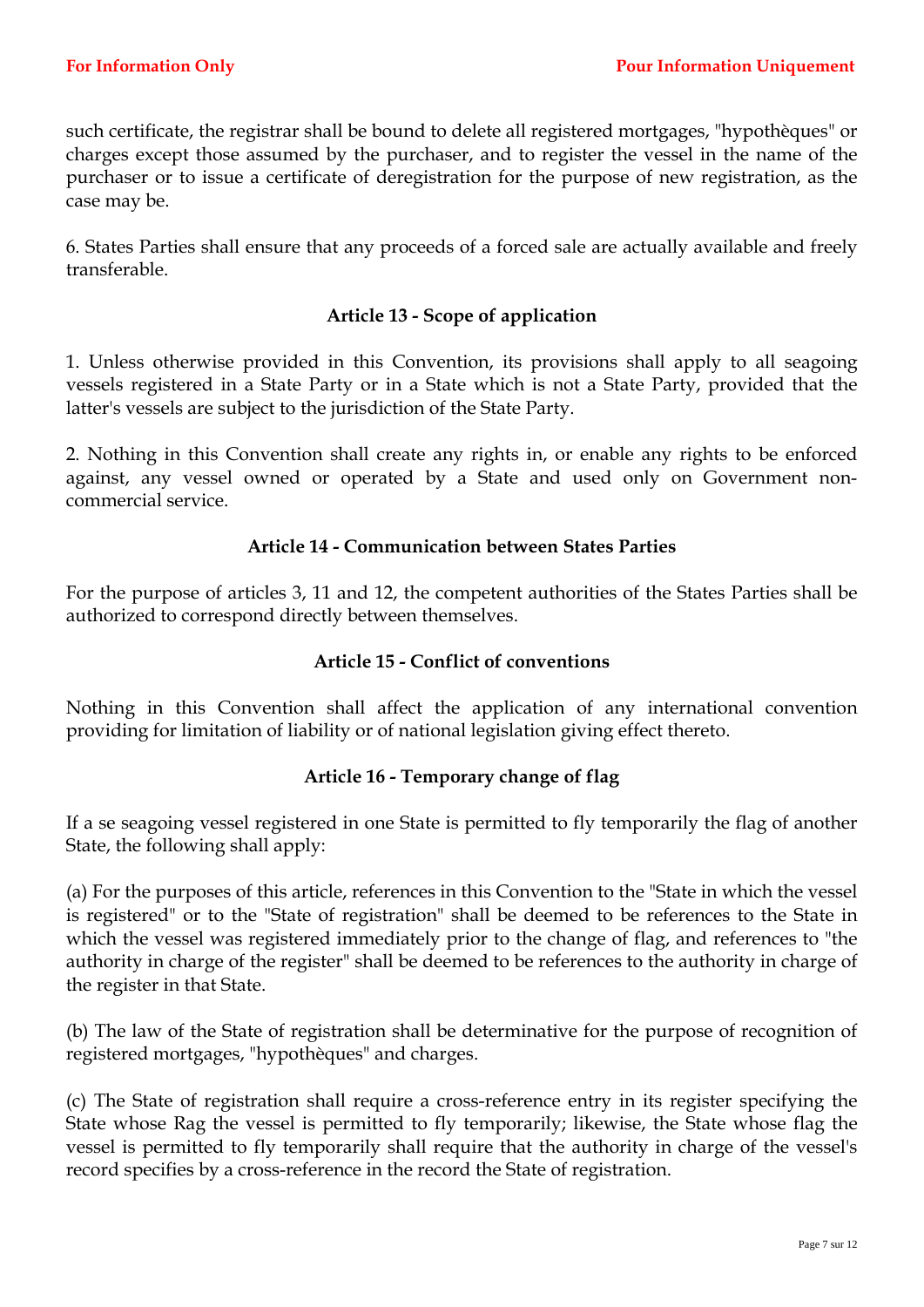such certificate, the registrar shall be bound to delete all registered mortgages, "hypothèques" or charges except those assumed by the purchaser, and to register the vessel in the name of the purchaser or to issue a certificate of deregistration for the purpose of new registration, as the case may be.

6. States Parties shall ensure that any proceeds of a forced sale are actually available and freely transferable.

### Article 13 - Scope of application

1. Unless otherwise provided in this Convention, its provisions shall apply to all seagoing vessels registered in a State Party or in a State which is not a State Party, provided that the latter's vessels are subject to the jurisdiction of the State Party.

2. Nothing in this Convention shall create any rights in, or enable any rights to be enforced against, any vessel owned or operated by a State and used only on Government non-commercial service.

### Article 14 - Communication between States Parties

For the purpose of articles 3, 11 and 12, the competent authorities of the States Parties shall be authorized to correspond directly between themselves.

### Article 15 - Conflict of conventions

Nothing in this Convention shall affect the application of any international convention providing for limitation of liability or of national legislation giving effect thereto.

### Article 16 - Temporary change of flag

If a se seagoing vessel registered in one State is permitted to fly temporarily the flag of another State, the following shall apply:

(a) For the purposes of this article, references in this Convention to the "State in which the vessel is registered" or to the "State of registration" shall be deemed to be references to the State in which the vessel was registered immediately prior to the change of flag, and references to "the authority in charge of the register" shall be deemed to be references to the authority in charge of the register in that State.

(b) The law of the State of registration shall be determinative for the purpose of recognition of registered mortgages, "hypothèques" and charges.

(c) The State of registration shall require a cross-reference entry in its register specifying the State whose Rag the vessel is permitted to fly temporarily; likewise, the State whose flag the vessel is permitted to fly temporarily shall require that the authority in charge of the vessel's record specifies by a cross-reference in the record the State of registration.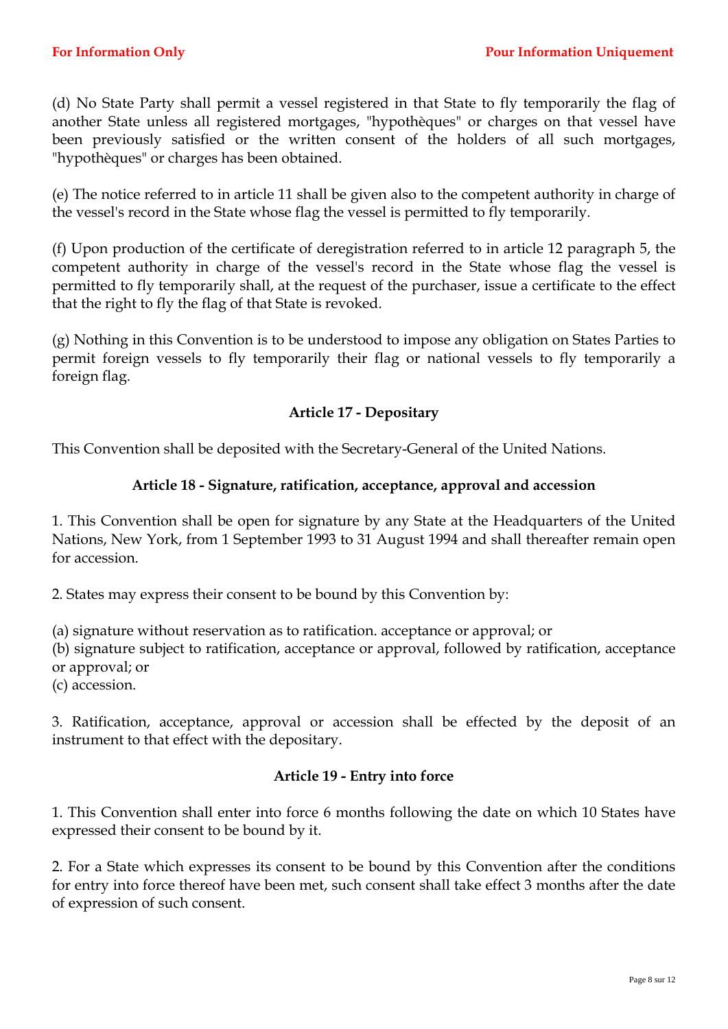(d) No State Party shall permit a vessel registered in that State to fly temporarily the flag of another State unless all registered mortgages, "hypothèques" or charges on that vessel have been previously satisfied or the written consent of the holders of all such mortgages, "hypothèques" or charges has been obtained.

(e) The notice referred to in article 11 shall be given also to the competent authority in charge of the vessel's record in the State whose flag the vessel is permitted to fly temporarily.

(f) Upon production of the certificate of deregistration referred to in article 12 paragraph 5, the competent authority in charge of the vessel's record in the State whose flag the vessel is permitted to fly temporarily shall, at the request of the purchaser, issue a certificate to the effect that the right to fly the flag of that State is revoked.

(g) Nothing in this Convention is to be understood to impose any obligation on States Parties to permit foreign vessels to fly temporarily their flag or national vessels to fly temporarily a foreign flag.

## Article 17 - Depositary

This Convention shall be deposited with the Secretary-General of the United Nations.

## Article 18 - Signature, ratification, acceptance, approval and accession

1. This Convention shall be open for signature by any State at the Headquarters of the United Nations, New York, from 1 September 1993 to 31 August 1994 and shall thereafter remain open for accession.

2. States may express their consent to be bound by this Convention by:

(a) signature without reservation as to ratification. acceptance or approval; or
(b) signature subject to ratification, acceptance or approval, followed by ratification, acceptance or approval; or
(c) accession.

3. Ratification, acceptance, approval or accession shall be effected by the deposit of an instrument to that effect with the depositary.

## Article 19 - Entry into force

1. This Convention shall enter into force 6 months following the date on which 10 States have expressed their consent to be bound by it.

2. For a State which expresses its consent to be bound by this Convention after the conditions for entry into force thereof have been met, such consent shall take effect 3 months after the date of expression of such consent.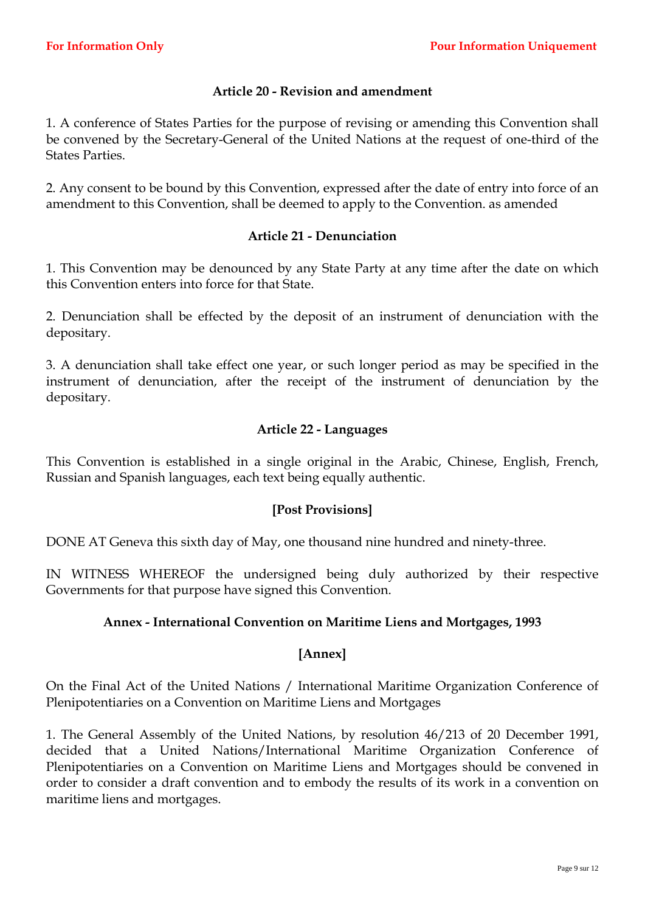### Article 20 - Revision and amendment

1. A conference of States Parties for the purpose of revising or amending this Convention shall be convened by the Secretary-General of the United Nations at the request of one-third of the States Parties.

2. Any consent to be bound by this Convention, expressed after the date of entry into force of an amendment to this Convention, shall be deemed to apply to the Convention. as amended

### Article 21 - Denunciation

1. This Convention may be denounced by any State Party at any time after the date on which this Convention enters into force for that State.

2. Denunciation shall be effected by the deposit of an instrument of denunciation with the depositary.

3. A denunciation shall take effect one year, or such longer period as may be specified in the instrument of denunciation, after the receipt of the instrument of denunciation by the depositary.

### Article 22 - Languages

This Convention is established in a single original in the Arabic, Chinese, English, French, Russian and Spanish languages, each text being equally authentic.

### [Post Provisions]

DONE AT Geneva this sixth day of May, one thousand nine hundred and ninety-three.

IN WITNESS WHEREOF the undersigned being duly authorized by their respective Governments for that purpose have signed this Convention.

### Annex - International Convention on Maritime Liens and Mortgages, 1993

### [Annex]

On the Final Act of the United Nations / International Maritime Organization Conference of Plenipotentiaries on a Convention on Maritime Liens and Mortgages

1. The General Assembly of the United Nations, by resolution 46/213 of 20 December 1991, decided that a United Nations/International Maritime Organization Conference of Plenipotentiaries on a Convention on Maritime Liens and Mortgages should be convened in order to consider a draft convention and to embody the results of its work in a convention on maritime liens and mortgages.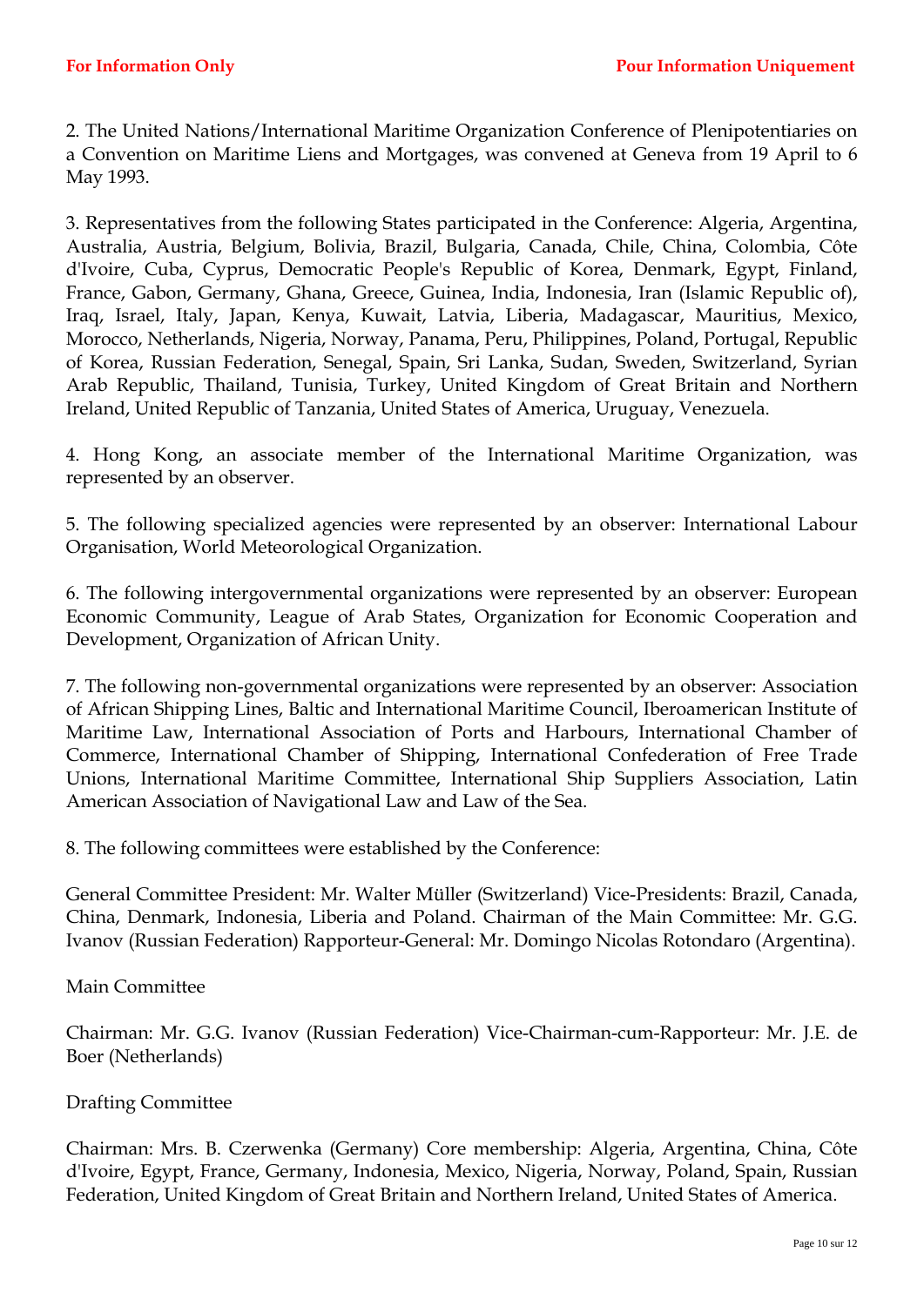2. The United Nations/International Maritime Organization Conference of Plenipotentiaries on a Convention on Maritime Liens and Mortgages, was convened at Geneva from 19 April to 6 May 1993.

3. Representatives from the following States participated in the Conference: Algeria, Argentina, Australia, Austria, Belgium, Bolivia, Brazil, Bulgaria, Canada, Chile, China, Colombia, Côte d'Ivoire, Cuba, Cyprus, Democratic People's Republic of Korea, Denmark, Egypt, Finland, France, Gabon, Germany, Ghana, Greece, Guinea, India, Indonesia, Iran (Islamic Republic of), Iraq, Israel, Italy, Japan, Kenya, Kuwait, Latvia, Liberia, Madagascar, Mauritius, Mexico, Morocco, Netherlands, Nigeria, Norway, Panama, Peru, Philippines, Poland, Portugal, Republic of Korea, Russian Federation, Senegal, Spain, Sri Lanka, Sudan, Sweden, Switzerland, Syrian Arab Republic, Thailand, Tunisia, Turkey, United Kingdom of Great Britain and Northern Ireland, United Republic of Tanzania, United States of America, Uruguay, Venezuela.

4. Hong Kong, an associate member of the International Maritime Organization, was represented by an observer.

5. The following specialized agencies were represented by an observer: International Labour Organisation, World Meteorological Organization.

6. The following intergovernmental organizations were represented by an observer: European Economic Community, League of Arab States, Organization for Economic Cooperation and Development, Organization of African Unity.

7. The following non-governmental organizations were represented by an observer: Association of African Shipping Lines, Baltic and International Maritime Council, Iberoamerican Institute of Maritime Law, International Association of Ports and Harbours, International Chamber of Commerce, International Chamber of Shipping, International Confederation of Free Trade Unions, International Maritime Committee, International Ship Suppliers Association, Latin American Association of Navigational Law and Law of the Sea.

8. The following committees were established by the Conference:

General Committee President: Mr. Walter Müller (Switzerland) Vice-Presidents: Brazil, Canada, China, Denmark, Indonesia, Liberia and Poland. Chairman of the Main Committee: Mr. G.G. Ivanov (Russian Federation) Rapporteur-General: Mr. Domingo Nicolas Rotondaro (Argentina).

Main Committee

Chairman: Mr. G.G. Ivanov (Russian Federation) Vice-Chairman-cum-Rapporteur: Mr. J.E. de Boer (Netherlands)

Drafting Committee

Chairman: Mrs. B. Czerwenka (Germany) Core membership: Algeria, Argentina, China, Côte d'Ivoire, Egypt, France, Germany, Indonesia, Mexico, Nigeria, Norway, Poland, Spain, Russian Federation, United Kingdom of Great Britain and Northern Ireland, United States of America.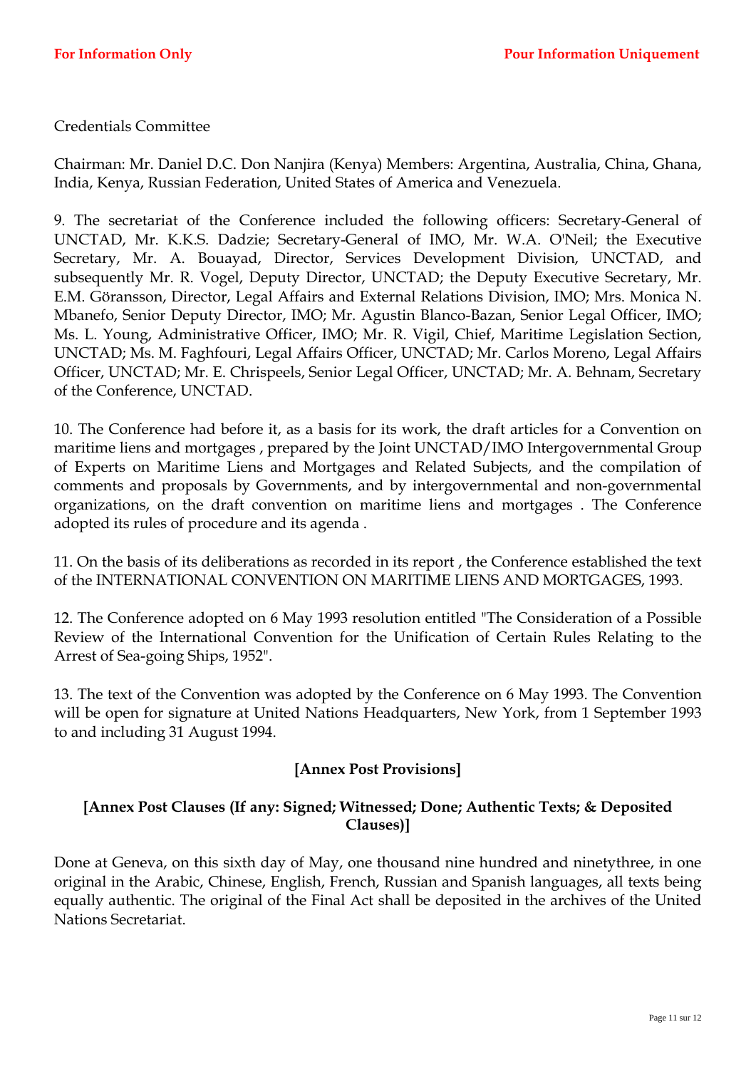Credentials Committee

Chairman: Mr. Daniel D.C. Don Nanjira (Kenya) Members: Argentina, Australia, China, Ghana, India, Kenya, Russian Federation, United States of America and Venezuela.

9. The secretariat of the Conference included the following officers: Secretary-General of UNCTAD, Mr. K.K.S. Dadzie; Secretary-General of IMO, Mr. W.A. O'Neil; the Executive Secretary, Mr. A. Bouayad, Director, Services Development Division, UNCTAD, and subsequently Mr. R. Vogel, Deputy Director, UNCTAD; the Deputy Executive Secretary, Mr. E.M. Göransson, Director, Legal Affairs and External Relations Division, IMO; Mrs. Monica N. Mbanefo, Senior Deputy Director, IMO; Mr. Agustin Blanco-Bazan, Senior Legal Officer, IMO; Ms. L. Young, Administrative Officer, IMO; Mr. R. Vigil, Chief, Maritime Legislation Section, UNCTAD; Ms. M. Faghfouri, Legal Affairs Officer, UNCTAD; Mr. Carlos Moreno, Legal Affairs Officer, UNCTAD; Mr. E. Chrispeels, Senior Legal Officer, UNCTAD; Mr. A. Behnam, Secretary of the Conference, UNCTAD.

10. The Conference had before it, as a basis for its work, the draft articles for a Convention on maritime liens and mortgages , prepared by the Joint UNCTAD/IMO Intergovernmental Group of Experts on Maritime Liens and Mortgages and Related Subjects, and the compilation of comments and proposals by Governments, and by intergovernmental and non-governmental organizations, on the draft convention on maritime liens and mortgages . The Conference adopted its rules of procedure and its agenda .

11. On the basis of its deliberations as recorded in its report , the Conference established the text of the INTERNATIONAL CONVENTION ON MARITIME LIENS AND MORTGAGES, 1993.

12. The Conference adopted on 6 May 1993 resolution entitled "The Consideration of a Possible Review of the International Convention for the Unification of Certain Rules Relating to the Arrest of Sea-going Ships, 1952".

13. The text of the Convention was adopted by the Conference on 6 May 1993. The Convention will be open for signature at United Nations Headquarters, New York, from 1 September 1993 to and including 31 August 1994.

**[Annex Post Provisions]**

**[Annex Post Clauses (If any: Signed; Witnessed; Done; Authentic Texts; & Deposited Clauses)]**

Done at Geneva, on this sixth day of May, one thousand nine hundred and ninetythree, in one original in the Arabic, Chinese, English, French, Russian and Spanish languages, all texts being equally authentic. The original of the Final Act shall be deposited in the archives of the United Nations Secretariat.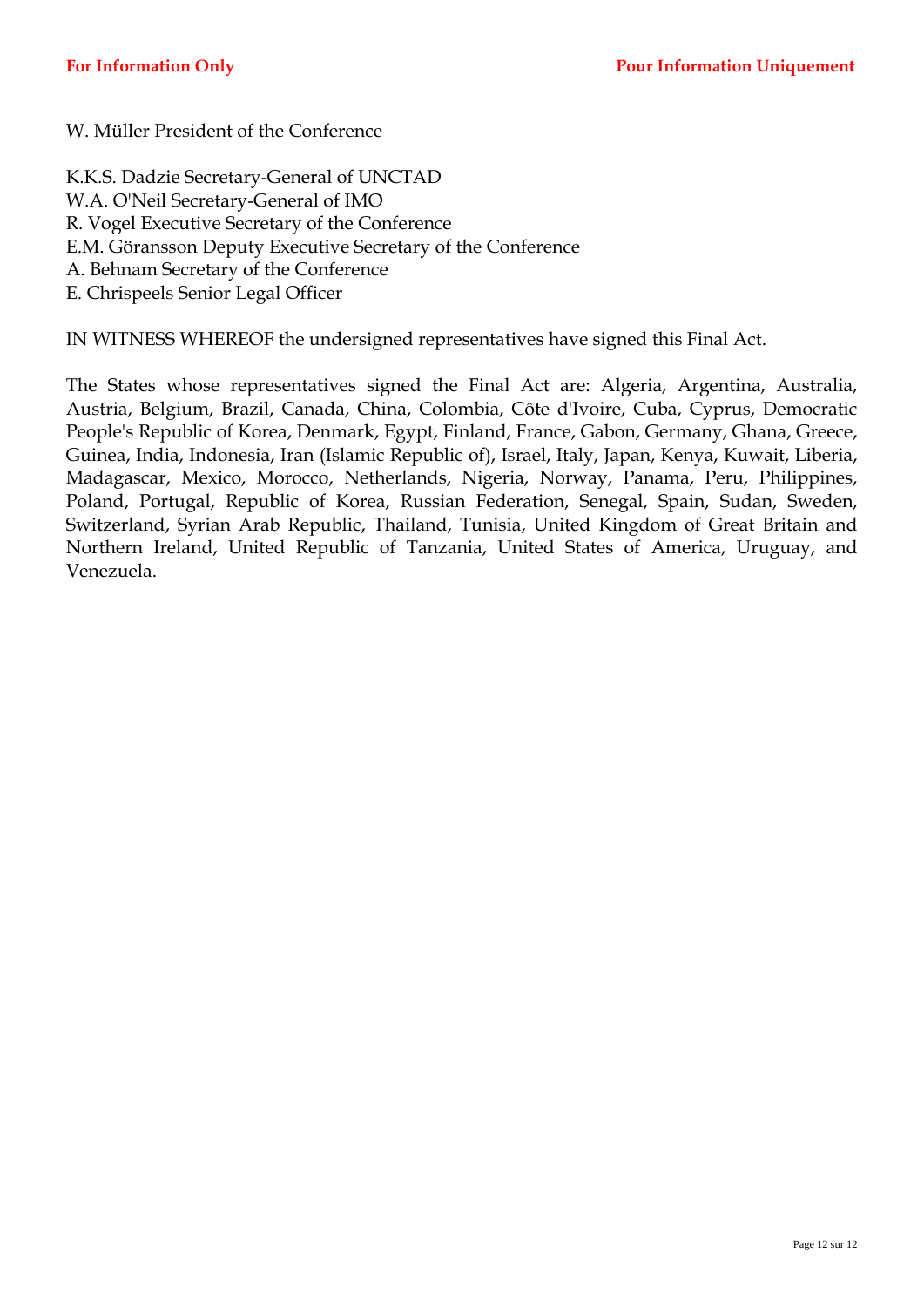W. Müller President of the Conference

K.K.S. Dadzie Secretary-General of UNCTAD
W.A. O'Neil Secretary-General of IMO
R. Vogel Executive Secretary of the Conference
E.M. Göransson Deputy Executive Secretary of the Conference
A. Behnam Secretary of the Conference
E. Chrispeels Senior Legal Officer

IN WITNESS WHEREOF the undersigned representatives have signed this Final Act.

The States whose representatives signed the Final Act are: Algeria, Argentina, Australia, Austria, Belgium, Brazil, Canada, China, Colombia, Côte d'Ivoire, Cuba, Cyprus, Democratic People's Republic of Korea, Denmark, Egypt, Finland, France, Gabon, Germany, Ghana, Greece, Guinea, India, Indonesia, Iran (Islamic Republic of), Israel, Italy, Japan, Kenya, Kuwait, Liberia, Madagascar, Mexico, Morocco, Netherlands, Nigeria, Norway, Panama, Peru, Philippines, Poland, Portugal, Republic of Korea, Russian Federation, Senegal, Spain, Sudan, Sweden, Switzerland, Syrian Arab Republic, Thailand, Tunisia, United Kingdom of Great Britain and Northern Ireland, United Republic of Tanzania, United States of America, Uruguay, and Venezuela.